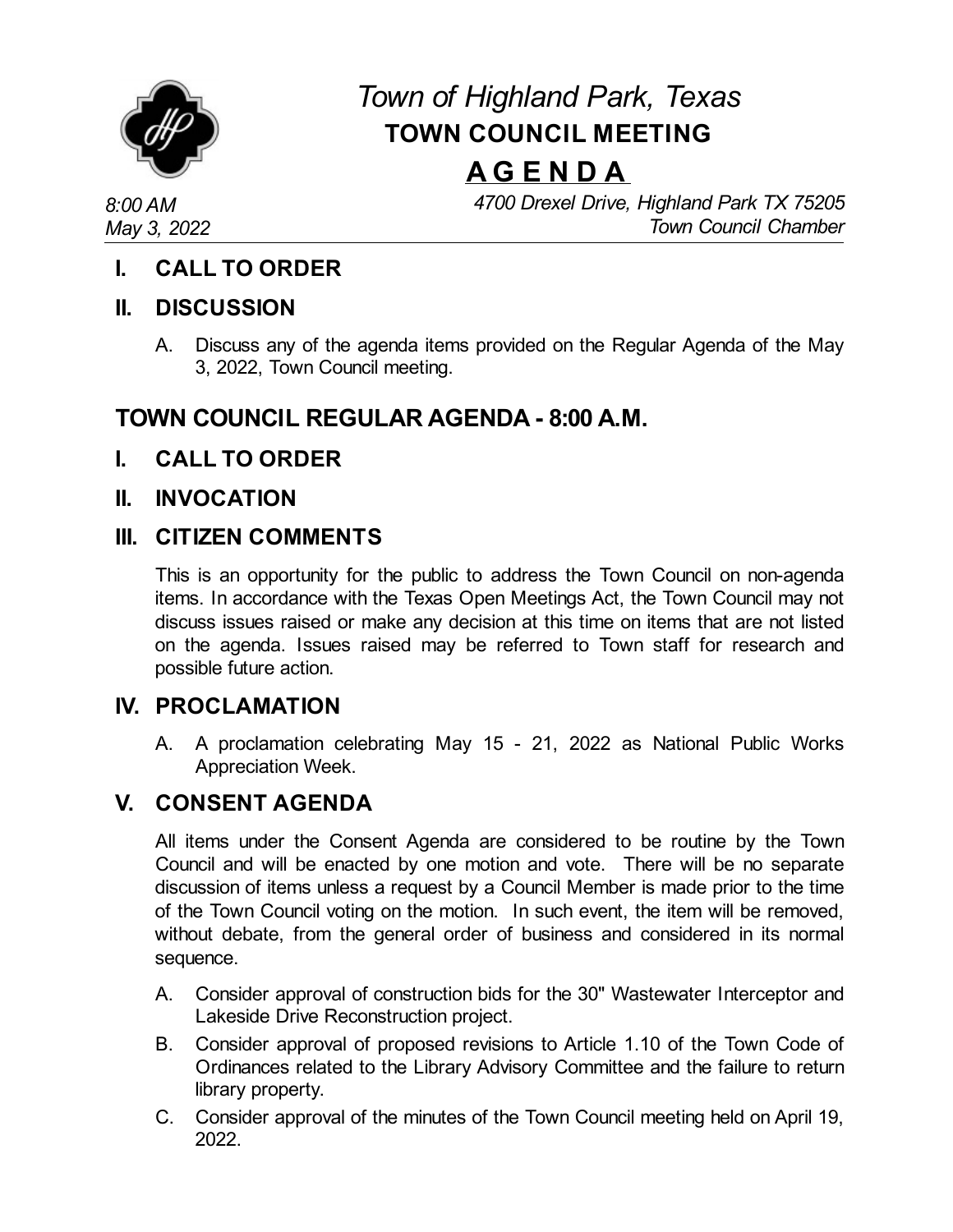# *Town of Highland Park, Texas*

## TOWN COUNCIL MEETING

## A G E N D A

*8:00 AM*
*May 3, 2022*

*4700 Drexel Drive, Highland Park TX 75205*
*Town Council Chamber*

### I. CALL TO ORDER

### II. DISCUSSION

A. Discuss any of the agenda items provided on the Regular Agenda of the May 3, 2022, Town Council meeting.

## TOWN COUNCIL REGULAR AGENDA - 8:00 A.M.

### I. CALL TO ORDER

### II. INVOCATION

### III. CITIZEN COMMENTS

This is an opportunity for the public to address the Town Council on non-agenda items. In accordance with the Texas Open Meetings Act, the Town Council may not discuss issues raised or make any decision at this time on items that are not listed on the agenda. Issues raised may be referred to Town staff for research and possible future action.

### IV. PROCLAMATION

A. A proclamation celebrating May 15 - 21, 2022 as National Public Works Appreciation Week.

### V. CONSENT AGENDA

All items under the Consent Agenda are considered to be routine by the Town Council and will be enacted by one motion and vote. There will be no separate discussion of items unless a request by a Council Member is made prior to the time of the Town Council voting on the motion. In such event, the item will be removed, without debate, from the general order of business and considered in its normal sequence.

A. Consider approval of construction bids for the 30" Wastewater Interceptor and Lakeside Drive Reconstruction project.

B. Consider approval of proposed revisions to Article 1.10 of the Town Code of Ordinances related to the Library Advisory Committee and the failure to return library property.

C. Consider approval of the minutes of the Town Council meeting held on April 19, 2022.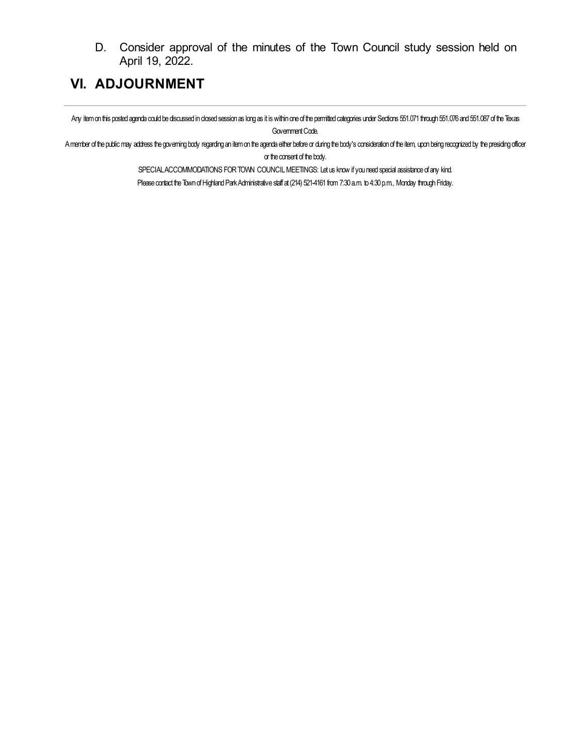D. Consider approval of the minutes of the Town Council study session held on April 19, 2022.

## VI. ADJOURNMENT

---

Any item on this posted agenda could be discussed in closed session as long as it is within one of the permitted categories under Sections 551.071 through 551.076 and 551.087 of the Texas Government Code.

A member of the public may address the governing body regarding an item on the agenda either before or during the body's consideration of the item, upon being recognized by the presiding officer or the consent of the body.

SPECIAL ACCOMMODATIONS FOR TOWN COUNCIL MEETINGS: Let us know if you need special assistance of any kind.

Please contact the Town of Highland Park Administrative staff at (214) 521-4161 from 7:30 a.m. to 4:30 p.m., Monday through Friday.